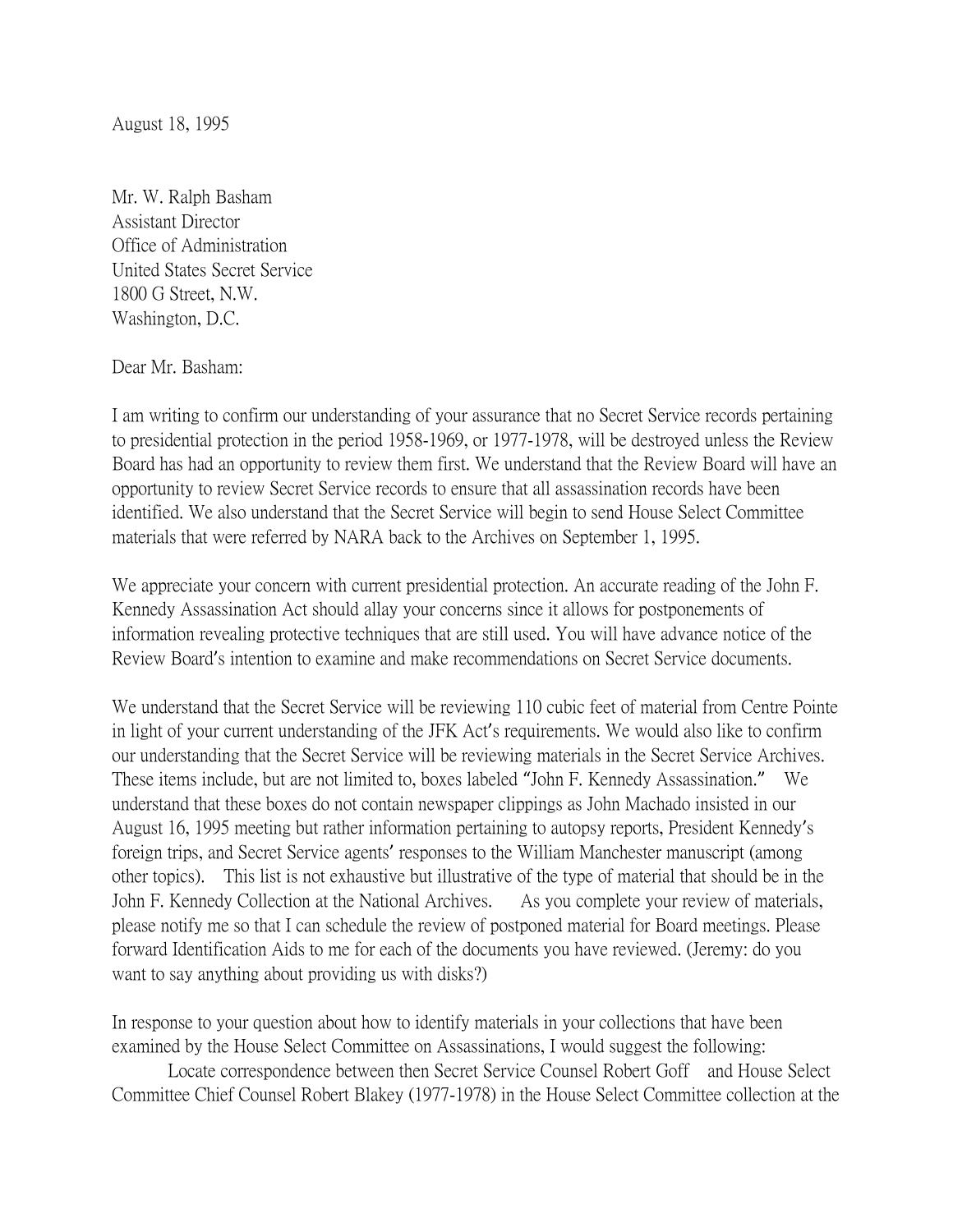August 18, 1995

Mr. W. Ralph Basham
Assistant Director
Office of Administration
United States Secret Service
1800 G Street, N.W.
Washington, D.C.

Dear Mr. Basham:

I am writing to confirm our understanding of your assurance that no Secret Service records pertaining to presidential protection in the period 1958-1969, or 1977-1978, will be destroyed unless the Review Board has had an opportunity to review them first. We understand that the Review Board will have an opportunity to review Secret Service records to ensure that all assassination records have been identified. We also understand that the Secret Service will begin to send House Select Committee materials that were referred by NARA back to the Archives on September 1, 1995.

We appreciate your concern with current presidential protection. An accurate reading of the John F. Kennedy Assassination Act should allay your concerns since it allows for postponements of information revealing protective techniques that are still used. You will have advance notice of the Review Board's intention to examine and make recommendations on Secret Service documents.

We understand that the Secret Service will be reviewing 110 cubic feet of material from Centre Pointe in light of your current understanding of the JFK Act's requirements. We would also like to confirm our understanding that the Secret Service will be reviewing materials in the Secret Service Archives. These items include, but are not limited to, boxes labeled "John F. Kennedy Assassination." We understand that these boxes do not contain newspaper clippings as John Machado insisted in our August 16, 1995 meeting but rather information pertaining to autopsy reports, President Kennedy's foreign trips, and Secret Service agents' responses to the William Manchester manuscript (among other topics). This list is not exhaustive but illustrative of the type of material that should be in the John F. Kennedy Collection at the National Archives. As you complete your review of materials, please notify me so that I can schedule the review of postponed material for Board meetings. Please forward Identification Aids to me for each of the documents you have reviewed. (Jeremy: do you want to say anything about providing us with disks?)

In response to your question about how to identify materials in your collections that have been examined by the House Select Committee on Assassinations, I would suggest the following:

Locate correspondence between then Secret Service Counsel Robert Goff and House Select Committee Chief Counsel Robert Blakey (1977-1978) in the House Select Committee collection at the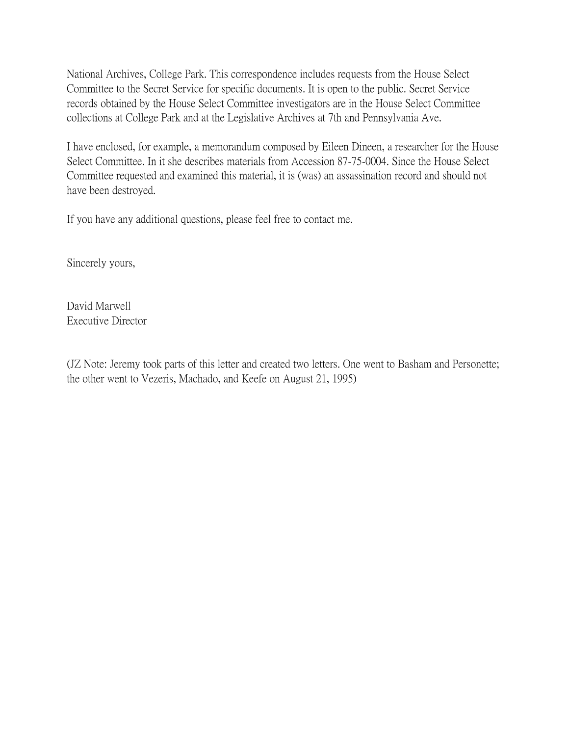National Archives, College Park. This correspondence includes requests from the House Select Committee to the Secret Service for specific documents. It is open to the public. Secret Service records obtained by the House Select Committee investigators are in the House Select Committee collections at College Park and at the Legislative Archives at 7th and Pennsylvania Ave.

I have enclosed, for example, a memorandum composed by Eileen Dineen, a researcher for the House Select Committee. In it she describes materials from Accession 87-75-0004. Since the House Select Committee requested and examined this material, it is (was) an assassination record and should not have been destroyed.

If you have any additional questions, please feel free to contact me.

Sincerely yours,

David Marwell
Executive Director

(JZ Note: Jeremy took parts of this letter and created two letters. One went to Basham and Personette; the other went to Vezeris, Machado, and Keefe on August 21, 1995)